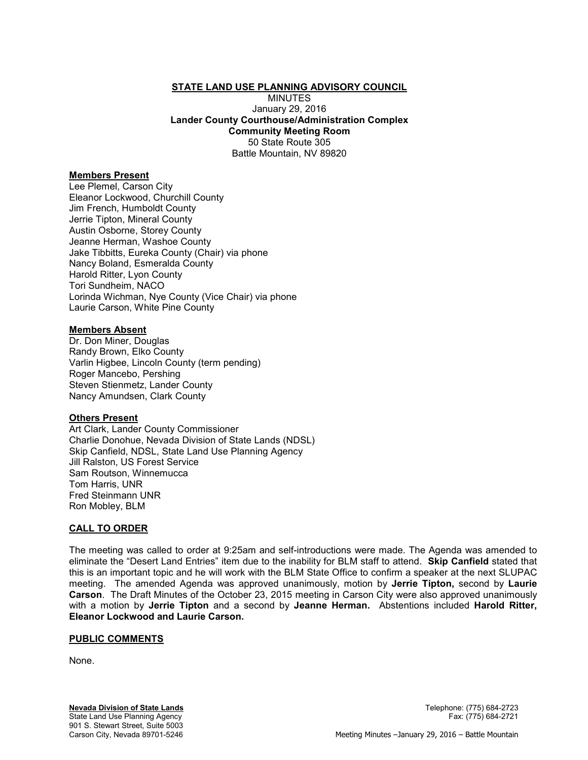# STATE LAND USE PLANNING ADVISORY COUNCIL

MINUTES
January 29, 2016
**Lander County Courthouse/Administration Complex**
**Community Meeting Room**
50 State Route 305
Battle Mountain, NV 89820

## Members Present

Lee Plemel, Carson City
Eleanor Lockwood, Churchill County
Jim French, Humboldt County
Jerrie Tipton, Mineral County
Austin Osborne, Storey County
Jeanne Herman, Washoe County
Jake Tibbitts, Eureka County (Chair) via phone
Nancy Boland, Esmeralda County
Harold Ritter, Lyon County
Tori Sundheim, NACO
Lorinda Wichman, Nye County (Vice Chair) via phone
Laurie Carson, White Pine County

## Members Absent

Dr. Don Miner, Douglas
Randy Brown, Elko County
Varlin Higbee, Lincoln County (term pending)
Roger Mancebo, Pershing
Steven Stienmetz, Lander County
Nancy Amundsen, Clark County

## Others Present

Art Clark, Lander County Commissioner
Charlie Donohue, Nevada Division of State Lands (NDSL)
Skip Canfield, NDSL, State Land Use Planning Agency
Jill Ralston, US Forest Service
Sam Routson, Winnemucca
Tom Harris, UNR
Fred Steinmann UNR
Ron Mobley, BLM

## CALL TO ORDER

The meeting was called to order at 9:25am and self-introductions were made. The Agenda was amended to eliminate the "Desert Land Entries" item due to the inability for BLM staff to attend. **Skip Canfield** stated that this is an important topic and he will work with the BLM State Office to confirm a speaker at the next SLUPAC meeting. The amended Agenda was approved unanimously, motion by **Jerrie Tipton,** second by **Laurie Carson**. The Draft Minutes of the October 23, 2015 meeting in Carson City were also approved unanimously with a motion by **Jerrie Tipton** and a second by **Jeanne Herman.** Abstentions included **Harold Ritter, Eleanor Lockwood and Laurie Carson.**

## PUBLIC COMMENTS

None.

**Nevada Division of State Lands**
State Land Use Planning Agency
901 S. Stewart Street, Suite 5003
Carson City, Nevada 89701-5246

Telephone: (775) 684-2723
Fax: (775) 684-2721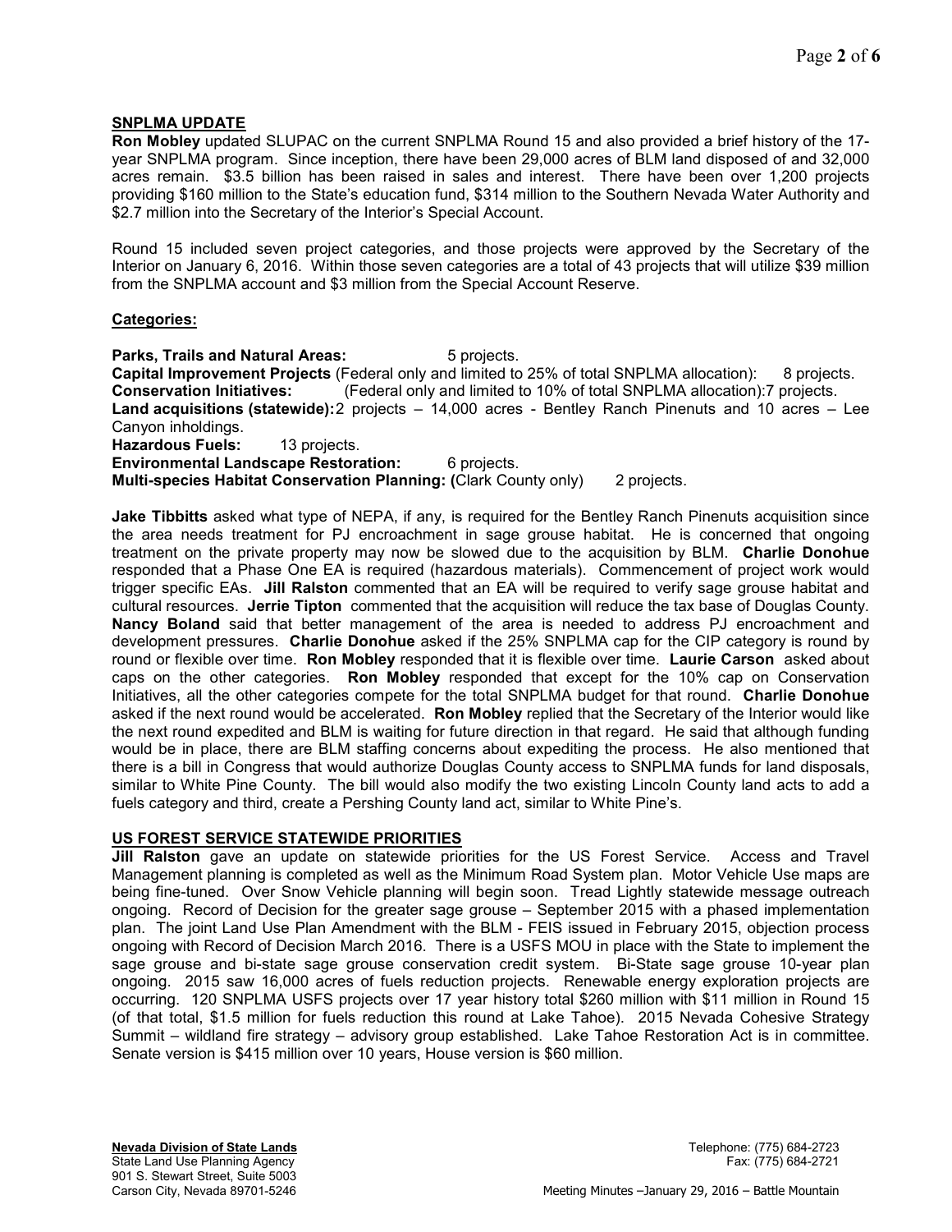## SNPLMA UPDATE

**Ron Mobley** updated SLUPAC on the current SNPLMA Round 15 and also provided a brief history of the 17-year SNPLMA program. Since inception, there have been 29,000 acres of BLM land disposed of and 32,000 acres remain. $3.5 billion has been raised in sales and interest. There have been over 1,200 projects providing $160 million to the State's education fund, $314 million to the Southern Nevada Water Authority and $2.7 million into the Secretary of the Interior's Special Account.

Round 15 included seven project categories, and those projects were approved by the Secretary of the Interior on January 6, 2016. Within those seven categories are a total of 43 projects that will utilize $39 million from the SNPLMA account and $3 million from the Special Account Reserve.

**Categories:**

**Parks, Trails and Natural Areas:** 5 projects.
**Capital Improvement Projects** (Federal only and limited to 25% of total SNPLMA allocation): 8 projects.
**Conservation Initiatives:** (Federal only and limited to 10% of total SNPLMA allocation):7 projects.
**Land acquisitions (statewide):** 2 projects – 14,000 acres - Bentley Ranch Pinenuts and 10 acres – Lee Canyon inholdings.
**Hazardous Fuels:** 13 projects.
**Environmental Landscape Restoration:** 6 projects.
**Multi-species Habitat Conservation Planning: (**Clark County only) 2 projects.

**Jake Tibbitts** asked what type of NEPA, if any, is required for the Bentley Ranch Pinenuts acquisition since the area needs treatment for PJ encroachment in sage grouse habitat. He is concerned that ongoing treatment on the private property may now be slowed due to the acquisition by BLM. **Charlie Donohue** responded that a Phase One EA is required (hazardous materials). Commencement of project work would trigger specific EAs. **Jill Ralston** commented that an EA will be required to verify sage grouse habitat and cultural resources. **Jerrie Tipton** commented that the acquisition will reduce the tax base of Douglas County. **Nancy Boland** said that better management of the area is needed to address PJ encroachment and development pressures. **Charlie Donohue** asked if the 25% SNPLMA cap for the CIP category is round by round or flexible over time. **Ron Mobley** responded that it is flexible over time. **Laurie Carson** asked about caps on the other categories. **Ron Mobley** responded that except for the 10% cap on Conservation Initiatives, all the other categories compete for the total SNPLMA budget for that round. **Charlie Donohue** asked if the next round would be accelerated. **Ron Mobley** replied that the Secretary of the Interior would like the next round expedited and BLM is waiting for future direction in that regard. He said that although funding would be in place, there are BLM staffing concerns about expediting the process. He also mentioned that there is a bill in Congress that would authorize Douglas County access to SNPLMA funds for land disposals, similar to White Pine County. The bill would also modify the two existing Lincoln County land acts to add a fuels category and third, create a Pershing County land act, similar to White Pine's.

## US FOREST SERVICE STATEWIDE PRIORITIES

**Jill Ralston** gave an update on statewide priorities for the US Forest Service. Access and Travel Management planning is completed as well as the Minimum Road System plan. Motor Vehicle Use maps are being fine-tuned. Over Snow Vehicle planning will begin soon. Tread Lightly statewide message outreach ongoing. Record of Decision for the greater sage grouse – September 2015 with a phased implementation plan. The joint Land Use Plan Amendment with the BLM - FEIS issued in February 2015, objection process ongoing with Record of Decision March 2016. There is a USFS MOU in place with the State to implement the sage grouse and bi-state sage grouse conservation credit system. Bi-State sage grouse 10-year plan ongoing. 2015 saw 16,000 acres of fuels reduction projects. Renewable energy exploration projects are occurring. 120 SNPLMA USFS projects over 17 year history total $260 million with $11 million in Round 15 (of that total, $1.5 million for fuels reduction this round at Lake Tahoe). 2015 Nevada Cohesive Strategy Summit – wildland fire strategy – advisory group established. Lake Tahoe Restoration Act is in committee. Senate version is $415 million over 10 years, House version is $60 million.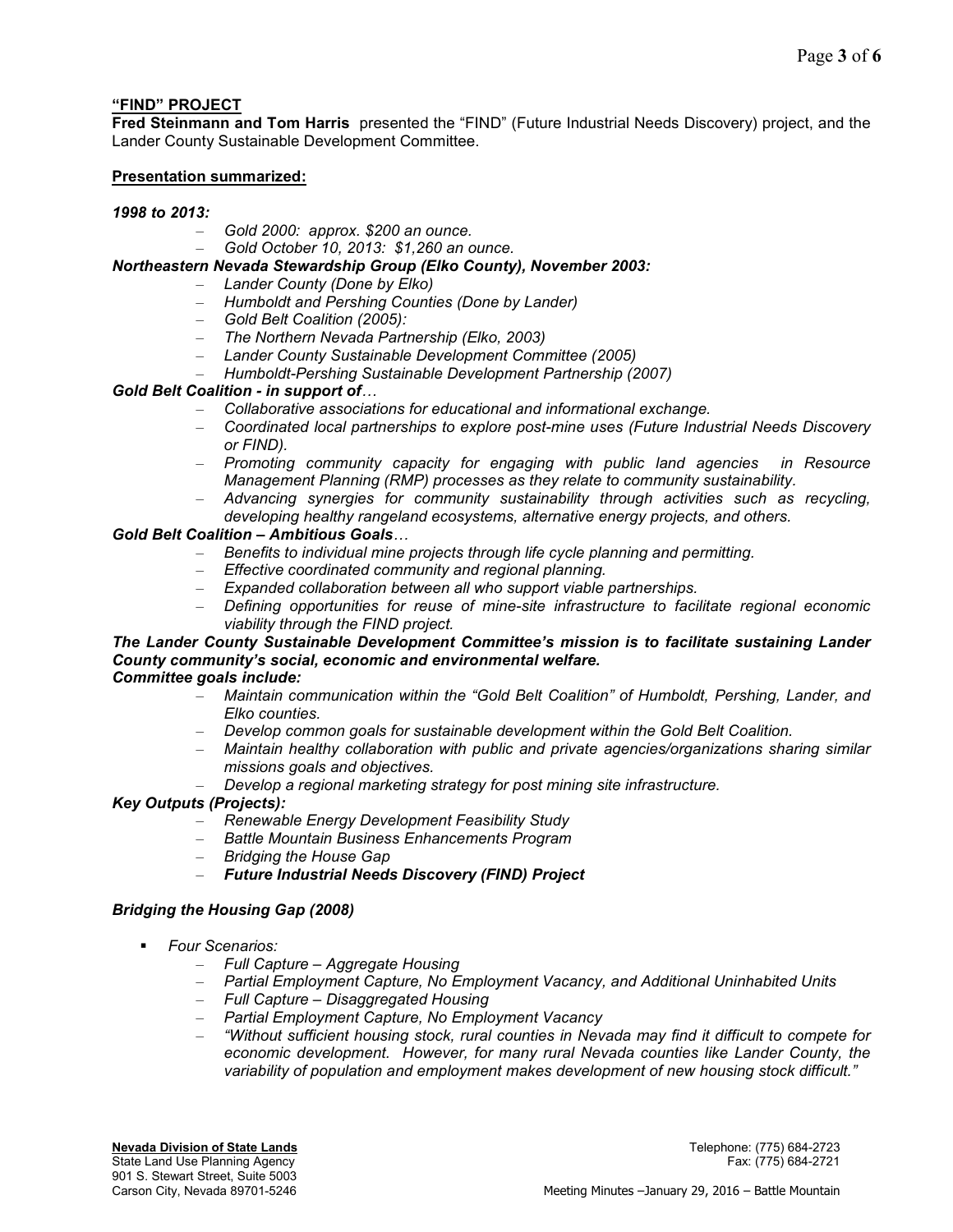## "FIND" PROJECT

**Fred Steinmann and Tom Harris** presented the "FIND" (Future Industrial Needs Discovery) project, and the Lander County Sustainable Development Committee.

**Presentation summarized:**

***1998 to 2013:***

- *Gold 2000: approx. $200 an ounce.*
- *Gold October 10, 2013: $1,260 an ounce.*

***Northeastern Nevada Stewardship Group (Elko County), November 2003:***

- *Lander County (Done by Elko)*
- *Humboldt and Pershing Counties (Done by Lander)*
- *Gold Belt Coalition (2005):*
- *The Northern Nevada Partnership (Elko, 2003)*
- *Lander County Sustainable Development Committee (2005)*
- *Humboldt-Pershing Sustainable Development Partnership (2007)*

***Gold Belt Coalition - in support of…***

- *Collaborative associations for educational and informational exchange.*
- *Coordinated local partnerships to explore post-mine uses (Future Industrial Needs Discovery or FIND).*
- *Promoting community capacity for engaging with public land agencies in Resource Management Planning (RMP) processes as they relate to community sustainability.*
- *Advancing synergies for community sustainability through activities such as recycling, developing healthy rangeland ecosystems, alternative energy projects, and others.*

***Gold Belt Coalition – Ambitious Goals…***

- *Benefits to individual mine projects through life cycle planning and permitting.*
- *Effective coordinated community and regional planning.*
- *Expanded collaboration between all who support viable partnerships.*
- *Defining opportunities for reuse of mine-site infrastructure to facilitate regional economic viability through the FIND project.*

***The Lander County Sustainable Development Committee's mission is to facilitate sustaining Lander County community's social, economic and environmental welfare.***

***Committee goals include:***

- *Maintain communication within the "Gold Belt Coalition" of Humboldt, Pershing, Lander, and Elko counties.*
- *Develop common goals for sustainable development within the Gold Belt Coalition.*
- *Maintain healthy collaboration with public and private agencies/organizations sharing similar missions goals and objectives.*
- *Develop a regional marketing strategy for post mining site infrastructure.*

***Key Outputs (Projects):***

- *Renewable Energy Development Feasibility Study*
- *Battle Mountain Business Enhancements Program*
- *Bridging the House Gap*
- ***Future Industrial Needs Discovery (FIND) Project***

***Bridging the Housing Gap (2008)***

- *Four Scenarios:*
  - *Full Capture – Aggregate Housing*
  - *Partial Employment Capture, No Employment Vacancy, and Additional Uninhabited Units*
  - *Full Capture – Disaggregated Housing*
  - *Partial Employment Capture, No Employment Vacancy*
  - *"Without sufficient housing stock, rural counties in Nevada may find it difficult to compete for economic development. However, for many rural Nevada counties like Lander County, the variability of population and employment makes development of new housing stock difficult."*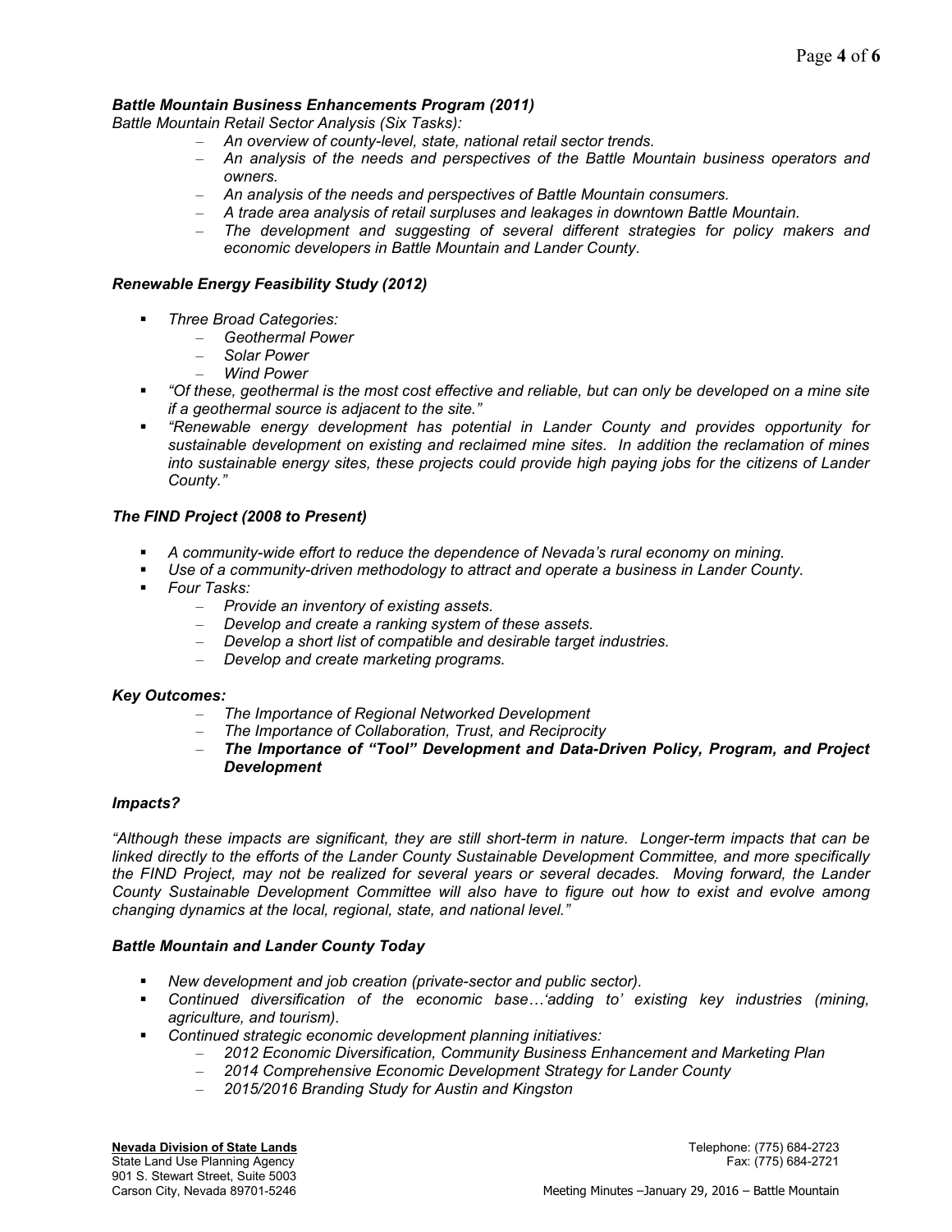### *Battle Mountain Business Enhancements Program (2011)*

*Battle Mountain Retail Sector Analysis (Six Tasks):*

- *An overview of county-level, state, national retail sector trends.*
- *An analysis of the needs and perspectives of the Battle Mountain business operators and owners.*
- *An analysis of the needs and perspectives of Battle Mountain consumers.*
- *A trade area analysis of retail surpluses and leakages in downtown Battle Mountain.*
- *The development and suggesting of several different strategies for policy makers and economic developers in Battle Mountain and Lander County.*

### *Renewable Energy Feasibility Study (2012)*

- *Three Broad Categories:*
  - *Geothermal Power*
  - *Solar Power*
  - *Wind Power*
- *"Of these, geothermal is the most cost effective and reliable, but can only be developed on a mine site if a geothermal source is adjacent to the site."*
- *"Renewable energy development has potential in Lander County and provides opportunity for sustainable development on existing and reclaimed mine sites. In addition the reclamation of mines into sustainable energy sites, these projects could provide high paying jobs for the citizens of Lander County."*

### *The FIND Project (2008 to Present)*

- *A community-wide effort to reduce the dependence of Nevada's rural economy on mining.*
- *Use of a community-driven methodology to attract and operate a business in Lander County.*
- *Four Tasks:*
  - *Provide an inventory of existing assets.*
  - *Develop and create a ranking system of these assets.*
  - *Develop a short list of compatible and desirable target industries.*
  - *Develop and create marketing programs.*

### *Key Outcomes:*

- *The Importance of Regional Networked Development*
- *The Importance of Collaboration, Trust, and Reciprocity*
- ***The Importance of "Tool" Development and Data-Driven Policy, Program, and Project Development***

### *Impacts?*

*"Although these impacts are significant, they are still short-term in nature. Longer-term impacts that can be linked directly to the efforts of the Lander County Sustainable Development Committee, and more specifically the FIND Project, may not be realized for several years or several decades. Moving forward, the Lander County Sustainable Development Committee will also have to figure out how to exist and evolve among changing dynamics at the local, regional, state, and national level."*

### *Battle Mountain and Lander County Today*

- *New development and job creation (private-sector and public sector).*
- *Continued diversification of the economic base…'adding to' existing key industries (mining, agriculture, and tourism).*
- *Continued strategic economic development planning initiatives:*
  - *2012 Economic Diversification, Community Business Enhancement and Marketing Plan*
  - *2014 Comprehensive Economic Development Strategy for Lander County*
  - *2015/2016 Branding Study for Austin and Kingston*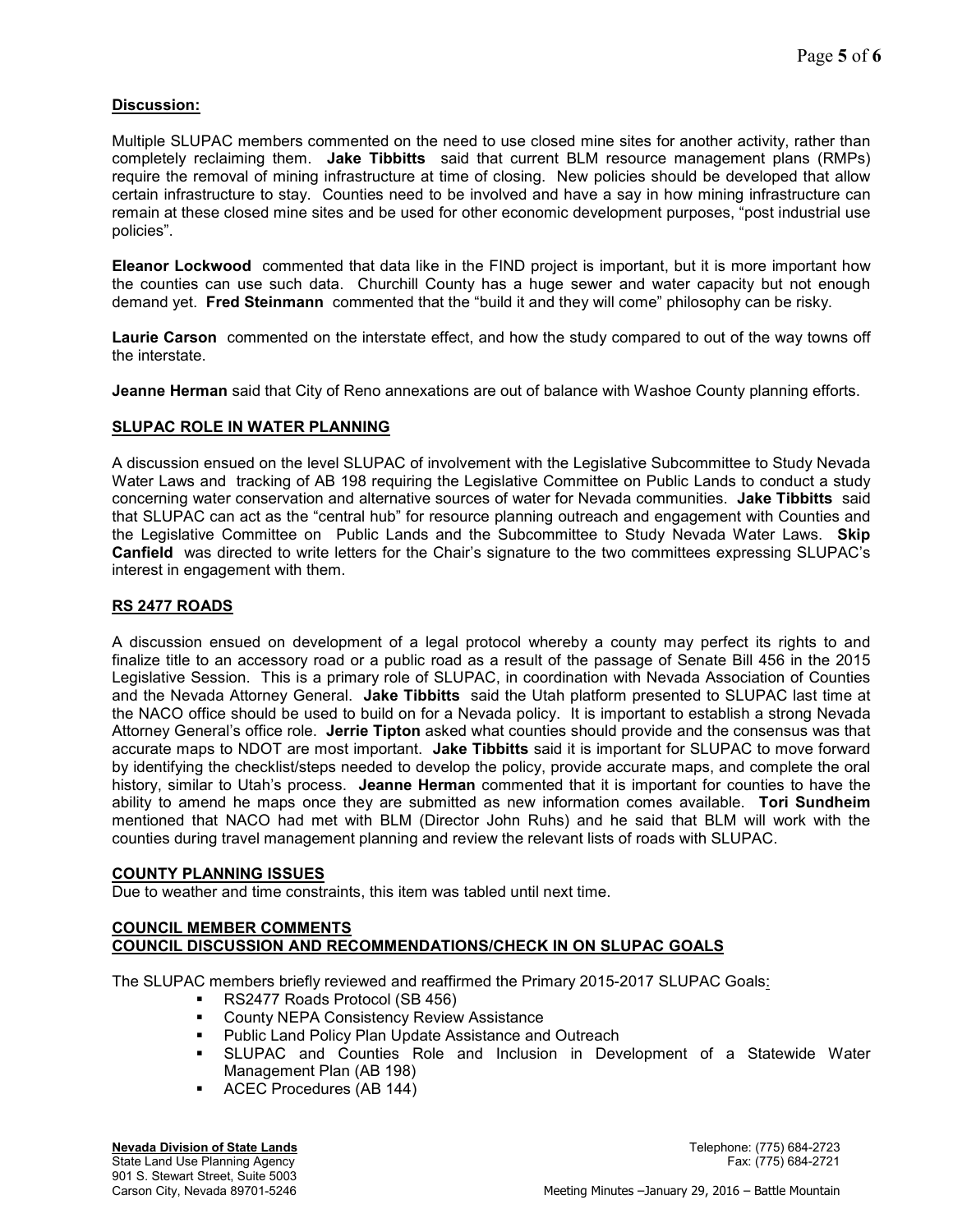**Discussion:**

Multiple SLUPAC members commented on the need to use closed mine sites for another activity, rather than completely reclaiming them. **Jake Tibbitts** said that current BLM resource management plans (RMPs) require the removal of mining infrastructure at time of closing. New policies should be developed that allow certain infrastructure to stay. Counties need to be involved and have a say in how mining infrastructure can remain at these closed mine sites and be used for other economic development purposes, "post industrial use policies".

**Eleanor Lockwood** commented that data like in the FIND project is important, but it is more important how the counties can use such data. Churchill County has a huge sewer and water capacity but not enough demand yet. **Fred Steinmann** commented that the "build it and they will come" philosophy can be risky.

**Laurie Carson** commented on the interstate effect, and how the study compared to out of the way towns off the interstate.

**Jeanne Herman** said that City of Reno annexations are out of balance with Washoe County planning efforts.

## SLUPAC ROLE IN WATER PLANNING

A discussion ensued on the level SLUPAC of involvement with the Legislative Subcommittee to Study Nevada Water Laws and tracking of AB 198 requiring the Legislative Committee on Public Lands to conduct a study concerning water conservation and alternative sources of water for Nevada communities. **Jake Tibbitts** said that SLUPAC can act as the "central hub" for resource planning outreach and engagement with Counties and the Legislative Committee on Public Lands and the Subcommittee to Study Nevada Water Laws. **Skip Canfield** was directed to write letters for the Chair's signature to the two committees expressing SLUPAC's interest in engagement with them.

## RS 2477 ROADS

A discussion ensued on development of a legal protocol whereby a county may perfect its rights to and finalize title to an accessory road or a public road as a result of the passage of Senate Bill 456 in the 2015 Legislative Session. This is a primary role of SLUPAC, in coordination with Nevada Association of Counties and the Nevada Attorney General. **Jake Tibbitts** said the Utah platform presented to SLUPAC last time at the NACO office should be used to build on for a Nevada policy. It is important to establish a strong Nevada Attorney General's office role. **Jerrie Tipton** asked what counties should provide and the consensus was that accurate maps to NDOT are most important. **Jake Tibbitts** said it is important for SLUPAC to move forward by identifying the checklist/steps needed to develop the policy, provide accurate maps, and complete the oral history, similar to Utah's process. **Jeanne Herman** commented that it is important for counties to have the ability to amend he maps once they are submitted as new information comes available. **Tori Sundheim** mentioned that NACO had met with BLM (Director John Ruhs) and he said that BLM will work with the counties during travel management planning and review the relevant lists of roads with SLUPAC.

## COUNTY PLANNING ISSUES

Due to weather and time constraints, this item was tabled until next time.

## COUNCIL MEMBER COMMENTS
## COUNCIL DISCUSSION AND RECOMMENDATIONS/CHECK IN ON SLUPAC GOALS

The SLUPAC members briefly reviewed and reaffirmed the Primary 2015-2017 SLUPAC Goals:

- RS2477 Roads Protocol (SB 456)
- County NEPA Consistency Review Assistance
- Public Land Policy Plan Update Assistance and Outreach
- SLUPAC and Counties Role and Inclusion in Development of a Statewide Water Management Plan (AB 198)
- ACEC Procedures (AB 144)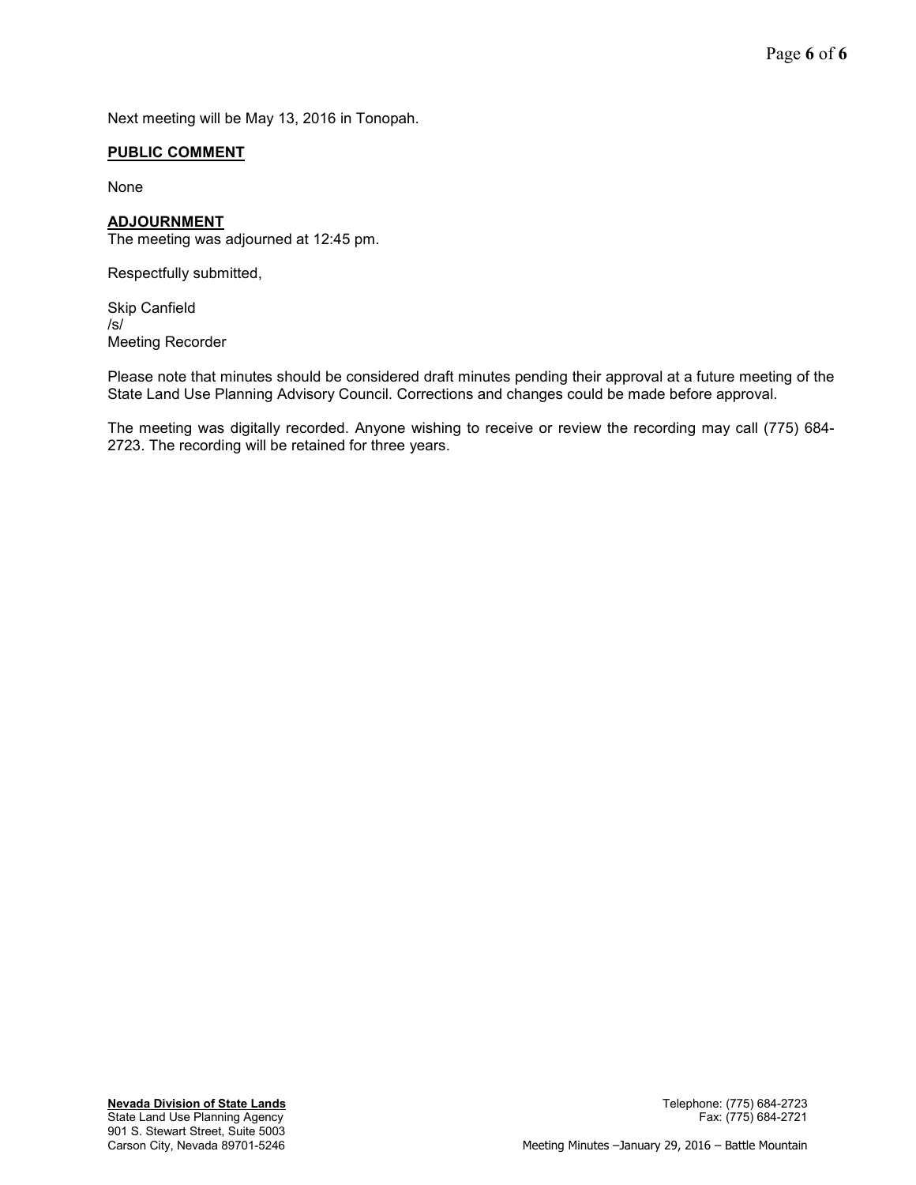Next meeting will be May 13, 2016 in Tonopah.

**PUBLIC COMMENT**

None

**ADJOURNMENT**

The meeting was adjourned at 12:45 pm.

Respectfully submitted,

Skip Canfield
/s/
Meeting Recorder

Please note that minutes should be considered draft minutes pending their approval at a future meeting of the State Land Use Planning Advisory Council. Corrections and changes could be made before approval.

The meeting was digitally recorded. Anyone wishing to receive or review the recording may call (775) 684-2723. The recording will be retained for three years.